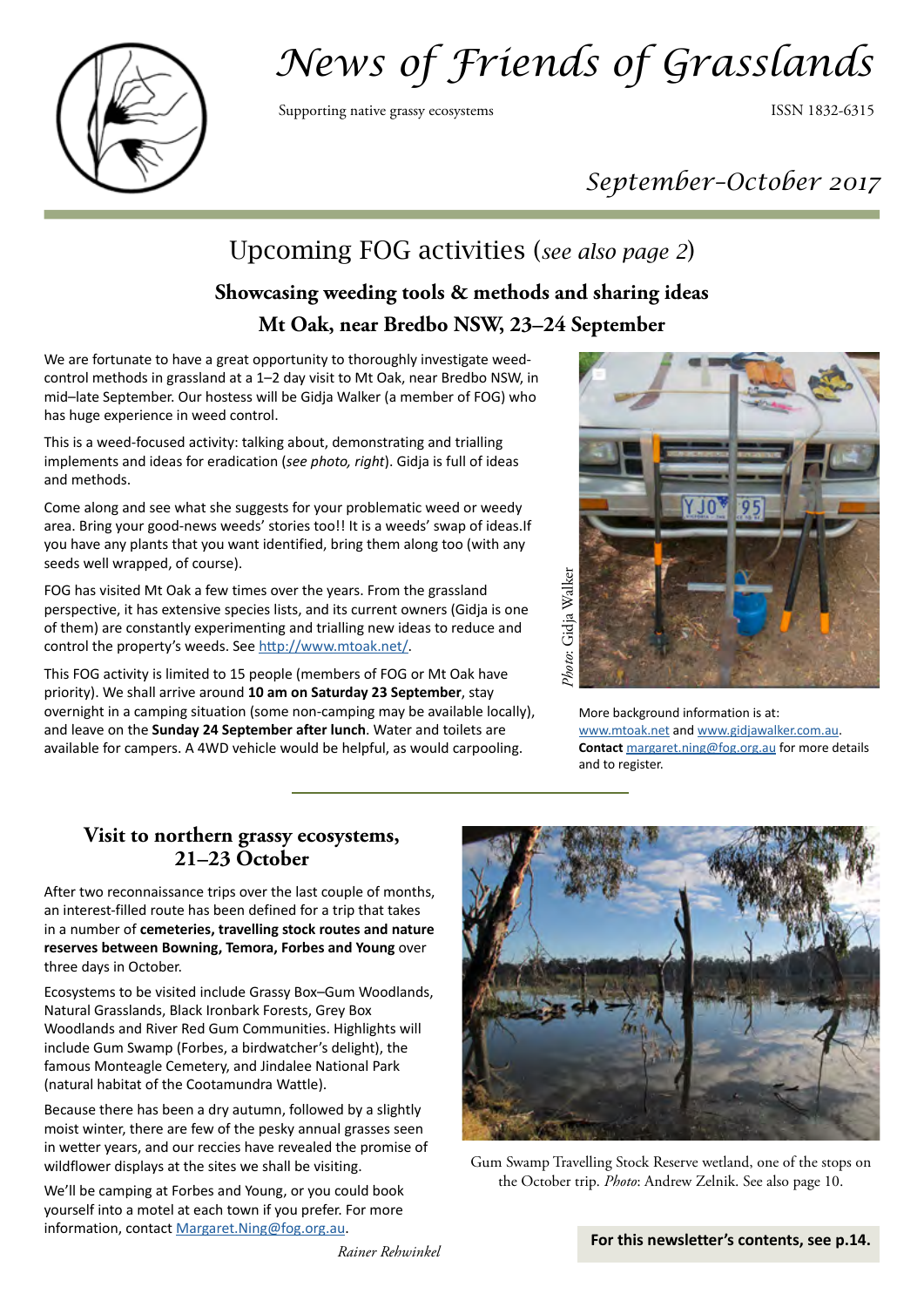# News of Friends of Grasslands

Supporting native grassy ecosystems

ISSN 1832-6315

*September-October 2017*

## Upcoming FOG activities (*see also page 2*)

### Showcasing weeding tools & methods and sharing ideas
### Mt Oak, near Bredbo NSW, 23–24 September

We are fortunate to have a great opportunity to thoroughly investigate weed-control methods in grassland at a 1–2 day visit to Mt Oak, near Bredbo NSW, in mid–late September. Our hostess will be Gidja Walker (a member of FOG) who has huge experience in weed control.

This is a weed-focused activity: talking about, demonstrating and trialling implements and ideas for eradication (*see photo, right*). Gidja is full of ideas and methods.

Come along and see what she suggests for your problematic weed or weedy area. Bring your good-news weeds' stories too!! It is a weeds' swap of ideas.If you have any plants that you want identified, bring them along too (with any seeds well wrapped, of course).

FOG has visited Mt Oak a few times over the years. From the grassland perspective, it has extensive species lists, and its current owners (Gidja is one of them) are constantly experimenting and trialling new ideas to reduce and control the property's weeds. See http://www.mtoak.net/.

This FOG activity is limited to 15 people (members of FOG or Mt Oak have priority). We shall arrive around **10 am on Saturday 23 September**, stay overnight in a camping situation (some non-camping may be available locally), and leave on the **Sunday 24 September after lunch**. Water and toilets are available for campers. A 4WD vehicle would be helpful, as would carpooling.

*Photo*: Gidja Walker

More background information is at: www.mtoak.net and www.gidjawalker.com.au. **Contact** margaret.ning@fog.org.au for more details and to register.

### Visit to northern grassy ecosystems, 21–23 October

After two reconnaissance trips over the last couple of months, an interest-filled route has been defined for a trip that takes in a number of **cemeteries, travelling stock routes and nature reserves between Bowning, Temora, Forbes and Young** over three days in October.

Ecosystems to be visited include Grassy Box–Gum Woodlands, Natural Grasslands, Black Ironbark Forests, Grey Box Woodlands and River Red Gum Communities. Highlights will include Gum Swamp (Forbes, a birdwatcher's delight), the famous Monteagle Cemetery, and Jindalee National Park (natural habitat of the Cootamundra Wattle).

Because there has been a dry autumn, followed by a slightly moist winter, there are few of the pesky annual grasses seen in wetter years, and our reccies have revealed the promise of wildflower displays at the sites we shall be visiting.

We'll be camping at Forbes and Young, or you could book yourself into a motel at each town if you prefer. For more information, contact Margaret.Ning@fog.org.au.

*Rainer Rehwinkel*

Gum Swamp Travelling Stock Reserve wetland, one of the stops on the October trip. *Photo*: Andrew Zelnik. See also page 10.

**For this newsletter's contents, see p.14.**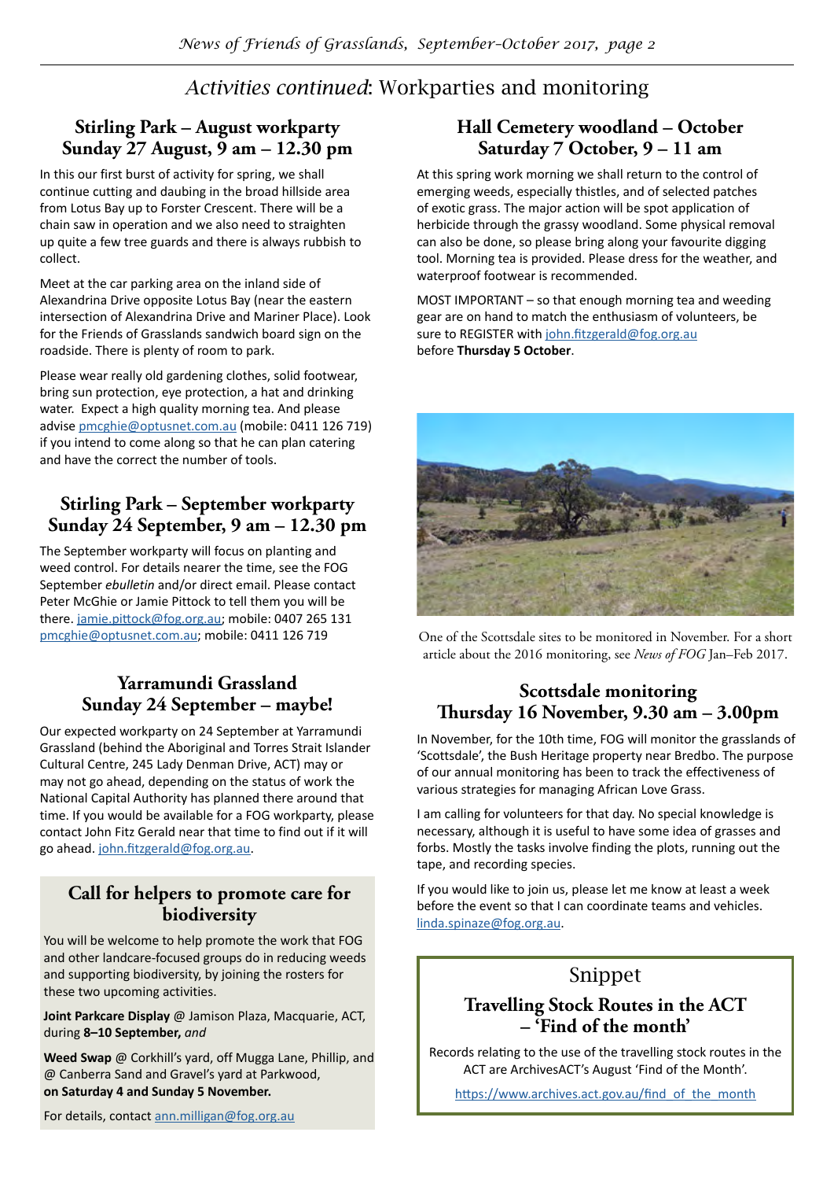# *Activities continued*: Workparties and monitoring

## Stirling Park – August workparty Sunday 27 August, 9 am – 12.30 pm

In this our first burst of activity for spring, we shall continue cutting and daubing in the broad hillside area from Lotus Bay up to Forster Crescent. There will be a chain saw in operation and we also need to straighten up quite a few tree guards and there is always rubbish to collect.

Meet at the car parking area on the inland side of Alexandrina Drive opposite Lotus Bay (near the eastern intersection of Alexandrina Drive and Mariner Place). Look for the Friends of Grasslands sandwich board sign on the roadside. There is plenty of room to park.

Please wear really old gardening clothes, solid footwear, bring sun protection, eye protection, a hat and drinking water. Expect a high quality morning tea. And please advise pmcghie@optusnet.com.au (mobile: 0411 126 719) if you intend to come along so that he can plan catering and have the correct number of tools.

## Stirling Park – September workparty Sunday 24 September, 9 am – 12.30 pm

The September workparty will focus on planting and weed control. For details nearer the time, see the FOG September *ebulletin* and/or direct email. Please contact Peter McGhie or Jamie Pittock to tell them you will be there. jamie.pittock@fog.org.au; mobile: 0407 265 131 pmcghie@optusnet.com.au; mobile: 0411 126 719

## Yarramundi Grassland Sunday 24 September – maybe!

Our expected workparty on 24 September at Yarramundi Grassland (behind the Aboriginal and Torres Strait Islander Cultural Centre, 245 Lady Denman Drive, ACT) may or may not go ahead, depending on the status of work the National Capital Authority has planned there around that time. If you would be available for a FOG workparty, please contact John Fitz Gerald near that time to find out if it will go ahead. john.fitzgerald@fog.org.au.

## Call for helpers to promote care for biodiversity

You will be welcome to help promote the work that FOG and other landcare-focused groups do in reducing weeds and supporting biodiversity, by joining the rosters for these two upcoming activities.

**Joint Parkcare Display** @ Jamison Plaza, Macquarie, ACT, during **8–10 September,** *and*

**Weed Swap** @ Corkhill's yard, off Mugga Lane, Phillip, and @ Canberra Sand and Gravel's yard at Parkwood, **on Saturday 4 and Sunday 5 November.**

For details, contact ann.milligan@fog.org.au

## Hall Cemetery woodland – October Saturday 7 October, 9 – 11 am

At this spring work morning we shall return to the control of emerging weeds, especially thistles, and of selected patches of exotic grass. The major action will be spot application of herbicide through the grassy woodland. Some physical removal can also be done, so please bring along your favourite digging tool. Morning tea is provided. Please dress for the weather, and waterproof footwear is recommended.

MOST IMPORTANT – so that enough morning tea and weeding gear are on hand to match the enthusiasm of volunteers, be sure to REGISTER with john.fitzgerald@fog.org.au before **Thursday 5 October**.

One of the Scottsdale sites to be monitored in November. For a short article about the 2016 monitoring, see *News of FOG* Jan–Feb 2017.

## Scottsdale monitoring Thursday 16 November, 9.30 am – 3.00pm

In November, for the 10th time, FOG will monitor the grasslands of 'Scottsdale', the Bush Heritage property near Bredbo. The purpose of our annual monitoring has been to track the effectiveness of various strategies for managing African Love Grass.

I am calling for volunteers for that day. No special knowledge is necessary, although it is useful to have some idea of grasses and forbs. Mostly the tasks involve finding the plots, running out the tape, and recording species.

If you would like to join us, please let me know at least a week before the event so that I can coordinate teams and vehicles. linda.spinaze@fog.org.au.

## Snippet

### Travelling Stock Routes in the ACT – 'Find of the month'

Records relating to the use of the travelling stock routes in the ACT are ArchivesACT's August 'Find of the Month'.

https://www.archives.act.gov.au/find_of_the_month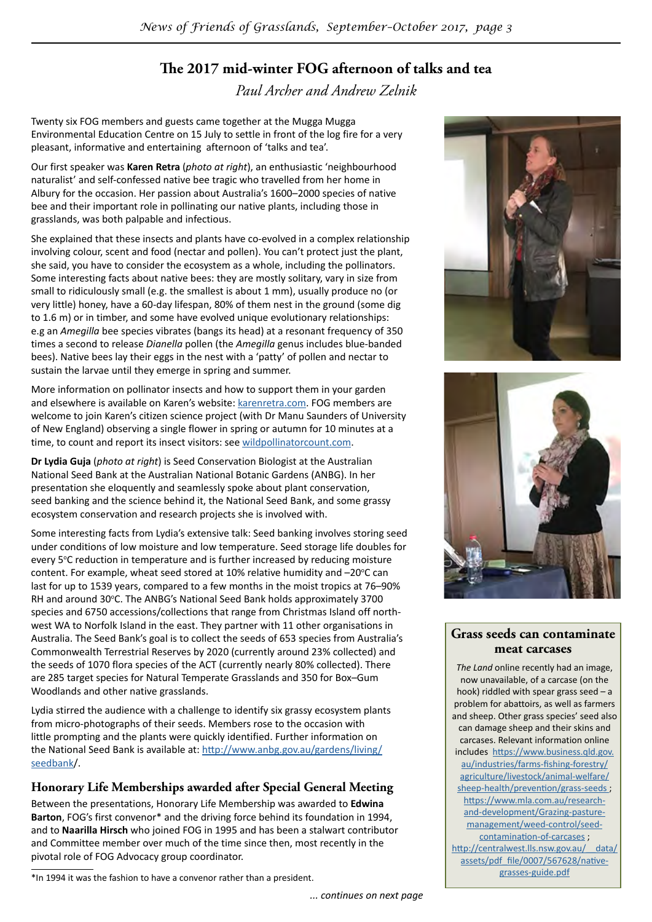## The 2017 mid-winter FOG afternoon of talks and tea

*Paul Archer and Andrew Zelnik*

Twenty six FOG members and guests came together at the Mugga Mugga Environmental Education Centre on 15 July to settle in front of the log fire for a very pleasant, informative and entertaining afternoon of 'talks and tea'.

Our first speaker was **Karen Retra** (*photo at right*), an enthusiastic 'neighbourhood naturalist' and self-confessed native bee tragic who travelled from her home in Albury for the occasion. Her passion about Australia's 1600–2000 species of native bee and their important role in pollinating our native plants, including those in grasslands, was both palpable and infectious.

She explained that these insects and plants have co-evolved in a complex relationship involving colour, scent and food (nectar and pollen). You can't protect just the plant, she said, you have to consider the ecosystem as a whole, including the pollinators. Some interesting facts about native bees: they are mostly solitary, vary in size from small to ridiculously small (e.g. the smallest is about 1 mm), usually produce no (or very little) honey, have a 60-day lifespan, 80% of them nest in the ground (some dig to 1.6 m) or in timber, and some have evolved unique evolutionary relationships: e.g an *Amegilla* bee species vibrates (bangs its head) at a resonant frequency of 350 times a second to release *Dianella* pollen (the *Amegilla* genus includes blue-banded bees). Native bees lay their eggs in the nest with a 'patty' of pollen and nectar to sustain the larvae until they emerge in spring and summer.

More information on pollinator insects and how to support them in your garden and elsewhere is available on Karen's website: karenretra.com. FOG members are welcome to join Karen's citizen science project (with Dr Manu Saunders of University of New England) observing a single flower in spring or autumn for 10 minutes at a time, to count and report its insect visitors: see wildpollinatorcount.com.

**Dr Lydia Guja** (*photo at right*) is Seed Conservation Biologist at the Australian National Seed Bank at the Australian National Botanic Gardens (ANBG). In her presentation she eloquently and seamlessly spoke about plant conservation, seed banking and the science behind it, the National Seed Bank, and some grassy ecosystem conservation and research projects she is involved with.

Some interesting facts from Lydia's extensive talk: Seed banking involves storing seed under conditions of low moisture and low temperature. Seed storage life doubles for every 5°C reduction in temperature and is further increased by reducing moisture content. For example, wheat seed stored at 10% relative humidity and –20°C can last for up to 1539 years, compared to a few months in the moist tropics at 76–90% RH and around 30°C. The ANBG's National Seed Bank holds approximately 3700 species and 6750 accessions/collections that range from Christmas Island off north-west WA to Norfolk Island in the east. They partner with 11 other organisations in Australia. The Seed Bank's goal is to collect the seeds of 653 species from Australia's Commonwealth Terrestrial Reserves by 2020 (currently around 23% collected) and the seeds of 1070 flora species of the ACT (currently nearly 80% collected). There are 285 target species for Natural Temperate Grasslands and 350 for Box–Gum Woodlands and other native grasslands.

Lydia stirred the audience with a challenge to identify six grassy ecosystem plants from micro-photographs of their seeds. Members rose to the occasion with little prompting and the plants were quickly identified. Further information on the National Seed Bank is available at: http://www.anbg.gov.au/gardens/living/seedbank/.

### Honorary Life Memberships awarded after Special General Meeting

Between the presentations, Honorary Life Membership was awarded to **Edwina Barton**, FOG's first convenor* and the driving force behind its foundation in 1994, and to **Naarilla Hirsch** who joined FOG in 1995 and has been a stalwart contributor and Committee member over much of the time since then, most recently in the pivotal role of FOG Advocacy group coordinator.

*... continues on next page*

*In 1994 it was the fashion to have a convenor rather than a president.

### Grass seeds can contaminate meat carcases

*The Land* online recently had an image, now unavailable, of a carcase (on the hook) riddled with spear grass seed – a problem for abattoirs, as well as farmers and sheep. Other grass species' seed also can damage sheep and their skins and carcases. Relevant information online includes https://www.business.qld.gov.au/industries/farms-fishing-forestry/agriculture/livestock/animal-welfare/sheep-health/prevention/grass-seeds ; https://www.mla.com.au/research-and-development/Grazing-pasture-management/weed-control/seed-contamination-of-carcases ; http://centralwest.lls.nsw.gov.au/__data/assets/pdf_file/0007/567628/native-grasses-guide.pdf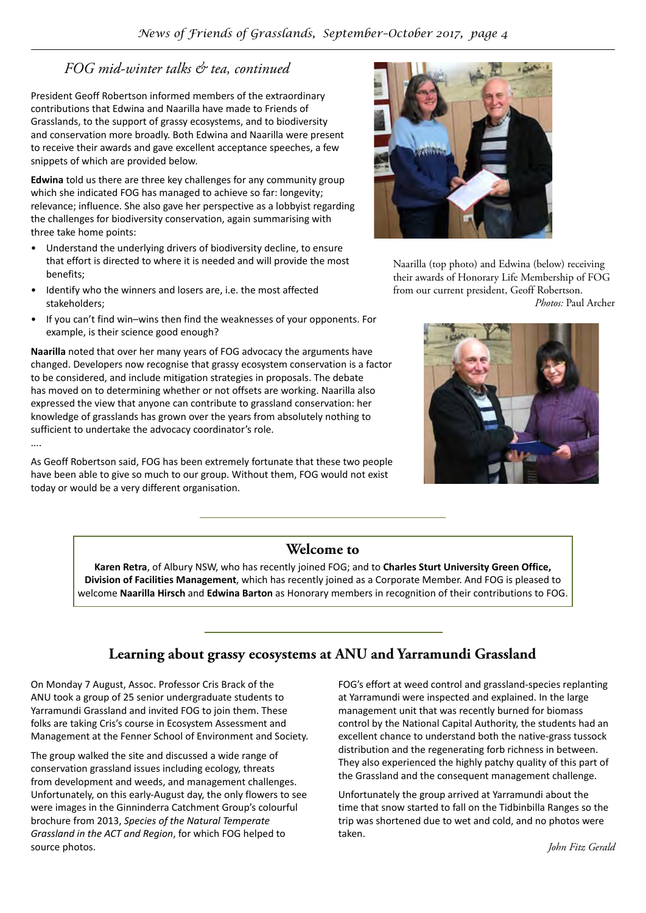## *FOG mid-winter talks & tea, continued*

President Geoff Robertson informed members of the extraordinary contributions that Edwina and Naarilla have made to Friends of Grasslands, to the support of grassy ecosystems, and to biodiversity and conservation more broadly. Both Edwina and Naarilla were present to receive their awards and gave excellent acceptance speeches, a few snippets of which are provided below.

**Edwina** told us there are three key challenges for any community group which she indicated FOG has managed to achieve so far: longevity; relevance; influence. She also gave her perspective as a lobbyist regarding the challenges for biodiversity conservation, again summarising with three take home points:

- Understand the underlying drivers of biodiversity decline, to ensure that effort is directed to where it is needed and will provide the most benefits;
- Identify who the winners and losers are, i.e. the most affected stakeholders;
- If you can't find win–wins then find the weaknesses of your opponents. For example, is their science good enough?

**Naarilla** noted that over her many years of FOG advocacy the arguments have changed. Developers now recognise that grassy ecosystem conservation is a factor to be considered, and include mitigation strategies in proposals. The debate has moved on to determining whether or not offsets are working. Naarilla also expressed the view that anyone can contribute to grassland conservation: her knowledge of grasslands has grown over the years from absolutely nothing to sufficient to undertake the advocacy coordinator's role.

....

As Geoff Robertson said, FOG has been extremely fortunate that these two people have been able to give so much to our group. Without them, FOG would not exist today or would be a very different organisation.

Naarilla (top photo) and Edwina (below) receiving their awards of Honorary Life Membership of FOG from our current president, Geoff Robertson.
*Photos:* Paul Archer

## Welcome to

**Karen Retra**, of Albury NSW, who has recently joined FOG; and to **Charles Sturt University Green Office, Division of Facilities Management**, which has recently joined as a Corporate Member. And FOG is pleased to welcome **Naarilla Hirsch** and **Edwina Barton** as Honorary members in recognition of their contributions to FOG.

## Learning about grassy ecosystems at ANU and Yarramundi Grassland

On Monday 7 August, Assoc. Professor Cris Brack of the ANU took a group of 25 senior undergraduate students to Yarramundi Grassland and invited FOG to join them. These folks are taking Cris's course in Ecosystem Assessment and Management at the Fenner School of Environment and Society.

The group walked the site and discussed a wide range of conservation grassland issues including ecology, threats from development and weeds, and management challenges. Unfortunately, on this early-August day, the only flowers to see were images in the Ginninderra Catchment Group's colourful brochure from 2013, *Species of the Natural Temperate Grassland in the ACT and Region*, for which FOG helped to source photos.

FOG's effort at weed control and grassland-species replanting at Yarramundi were inspected and explained. In the large management unit that was recently burned for biomass control by the National Capital Authority, the students had an excellent chance to understand both the native-grass tussock distribution and the regenerating forb richness in between. They also experienced the highly patchy quality of this part of the Grassland and the consequent management challenge.

Unfortunately the group arrived at Yarramundi about the time that snow started to fall on the Tidbinbilla Ranges so the trip was shortened due to wet and cold, and no photos were taken.

*John Fitz Gerald*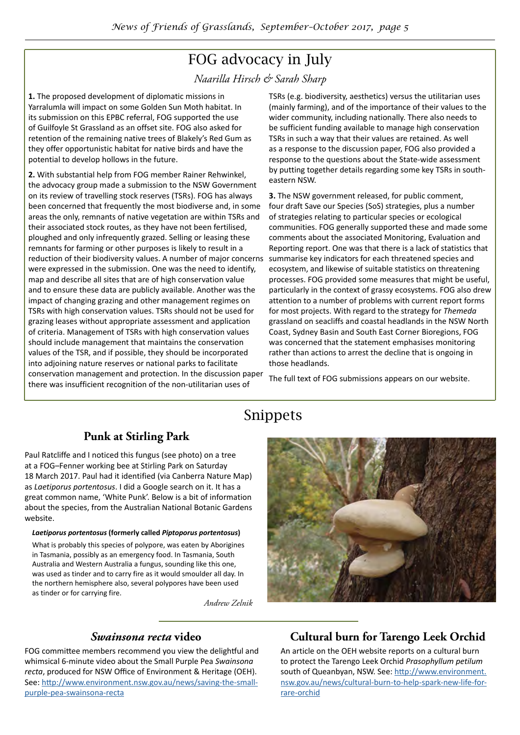# FOG advocacy in July

*Naarilla Hirsch & Sarah Sharp*

**1.** The proposed development of diplomatic missions in Yarralumla will impact on some Golden Sun Moth habitat. In its submission on this EPBC referral, FOG supported the use of Guilfoyle St Grassland as an offset site. FOG also asked for retention of the remaining native trees of Blakely's Red Gum as they offer opportunistic habitat for native birds and have the potential to develop hollows in the future.

**2.** With substantial help from FOG member Rainer Rehwinkel, the advocacy group made a submission to the NSW Government on its review of travelling stock reserves (TSRs). FOG has always been concerned that frequently the most biodiverse and, in some areas the only, remnants of native vegetation are within TSRs and their associated stock routes, as they have not been fertilised, ploughed and only infrequently grazed. Selling or leasing these remnants for farming or other purposes is likely to result in a reduction of their biodiversity values. A number of major concerns were expressed in the submission. One was the need to identify, map and describe all sites that are of high conservation value and to ensure these data are publicly available. Another was the impact of changing grazing and other management regimes on TSRs with high conservation values. TSRs should not be used for grazing leases without appropriate assessment and application of criteria. Management of TSRs with high conservation values should include management that maintains the conservation values of the TSR, and if possible, they should be incorporated into adjoining nature reserves or national parks to facilitate conservation management and protection. In the discussion paper there was insufficient recognition of the non-utilitarian uses of TSRs (e.g. biodiversity, aesthetics) versus the utilitarian uses (mainly farming), and of the importance of their values to the wider community, including nationally. There also needs to be sufficient funding available to manage high conservation TSRs in such a way that their values are retained. As well as a response to the discussion paper, FOG also provided a response to the questions about the State-wide assessment by putting together details regarding some key TSRs in south-eastern NSW.

**3.** The NSW government released, for public comment, four draft Save our Species (SoS) strategies, plus a number of strategies relating to particular species or ecological communities. FOG generally supported these and made some comments about the associated Monitoring, Evaluation and Reporting report. One was that there is a lack of statistics that summarise key indicators for each threatened species and ecosystem, and likewise of suitable statistics on threatening processes. FOG provided some measures that might be useful, particularly in the context of grassy ecosystems. FOG also drew attention to a number of problems with current report forms for most projects. With regard to the strategy for *Themeda* grassland on seacliffs and coastal headlands in the NSW North Coast, Sydney Basin and South East Corner Bioregions, FOG was concerned that the statement emphasises monitoring rather than actions to arrest the decline that is ongoing in those headlands.

The full text of FOG submissions appears on our website.

# Snippets

## Punk at Stirling Park

Paul Ratcliffe and I noticed this fungus (see photo) on a tree at a FOG–Fenner working bee at Stirling Park on Saturday 18 March 2017. Paul had it identified (via Canberra Nature Map) as *Laetiporus portentosus*. I did a Google search on it. It has a great common name, 'White Punk'. Below is a bit of information about the species, from the Australian National Botanic Gardens website.

***Laetiporus portentosus*** **(formerly called** ***Piptoporus portentosus*****)**

> What is probably this species of polypore, was eaten by Aborigines in Tasmania, possibly as an emergency food. In Tasmania, South Australia and Western Australia a fungus, sounding like this one, was used as tinder and to carry fire as it would smoulder all day. In the northern hemisphere also, several polypores have been used as tinder or for carrying fire.

*Andrew Zelnik*

## *Swainsona recta* video

FOG committee members recommend you view the delightful and whimsical 6-minute video about the Small Purple Pea *Swainsona recta*, produced for NSW Office of Environment & Heritage (OEH). See: http://www.environment.nsw.gov.au/news/saving-the-small-purple-pea-swainsona-recta

## Cultural burn for Tarengo Leek Orchid

An article on the OEH website reports on a cultural burn to protect the Tarengo Leek Orchid *Prasophyllum petilum* south of Queanbyan, NSW. See: http://www.environment.nsw.gov.au/news/cultural-burn-to-help-spark-new-life-for-rare-orchid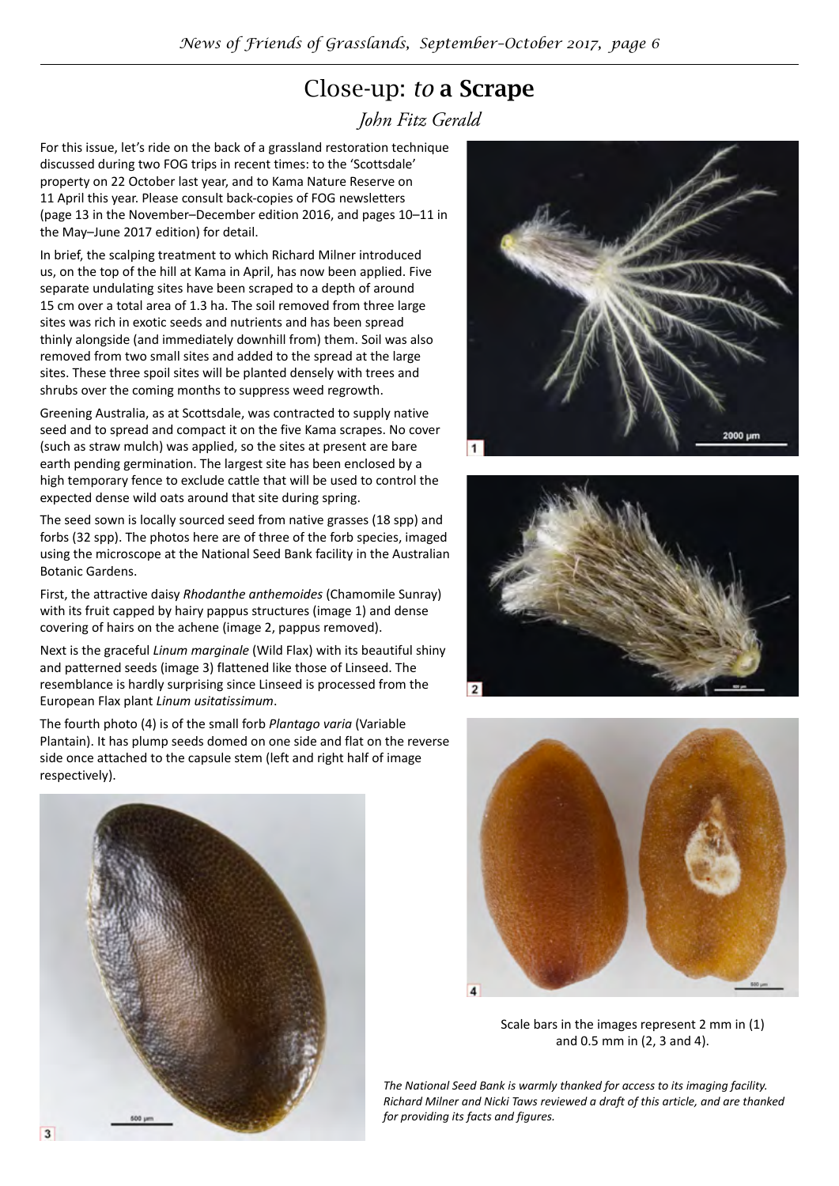# Close-up: *to* a Scrape

*John Fitz Gerald*

For this issue, let's ride on the back of a grassland restoration technique discussed during two FOG trips in recent times: to the 'Scottsdale' property on 22 October last year, and to Kama Nature Reserve on 11 April this year. Please consult back-copies of FOG newsletters (page 13 in the November–December edition 2016, and pages 10–11 in the May–June 2017 edition) for detail.

In brief, the scalping treatment to which Richard Milner introduced us, on the top of the hill at Kama in April, has now been applied. Five separate undulating sites have been scraped to a depth of around 15 cm over a total area of 1.3 ha. The soil removed from three large sites was rich in exotic seeds and nutrients and has been spread thinly alongside (and immediately downhill from) them. Soil was also removed from two small sites and added to the spread at the large sites. These three spoil sites will be planted densely with trees and shrubs over the coming months to suppress weed regrowth.

Greening Australia, as at Scottsdale, was contracted to supply native seed and to spread and compact it on the five Kama scrapes. No cover (such as straw mulch) was applied, so the sites at present are bare earth pending germination. The largest site has been enclosed by a high temporary fence to exclude cattle that will be used to control the expected dense wild oats around that site during spring.

The seed sown is locally sourced seed from native grasses (18 spp) and forbs (32 spp). The photos here are of three of the forb species, imaged using the microscope at the National Seed Bank facility in the Australian Botanic Gardens.

First, the attractive daisy *Rhodanthe anthemoides* (Chamomile Sunray) with its fruit capped by hairy pappus structures (image 1) and dense covering of hairs on the achene (image 2, pappus removed).

Next is the graceful *Linum marginale* (Wild Flax) with its beautiful shiny and patterned seeds (image 3) flattened like those of Linseed. The resemblance is hardly surprising since Linseed is processed from the European Flax plant *Linum usitatissimum*.

The fourth photo (4) is of the small forb *Plantago varia* (Variable Plantain). It has plump seeds domed on one side and flat on the reverse side once attached to the capsule stem (left and right half of image respectively).

Scale bars in the images represent 2 mm in (1) and 0.5 mm in (2, 3 and 4).

*The National Seed Bank is warmly thanked for access to its imaging facility. Richard Milner and Nicki Taws reviewed a draft of this article, and are thanked for providing its facts and figures.*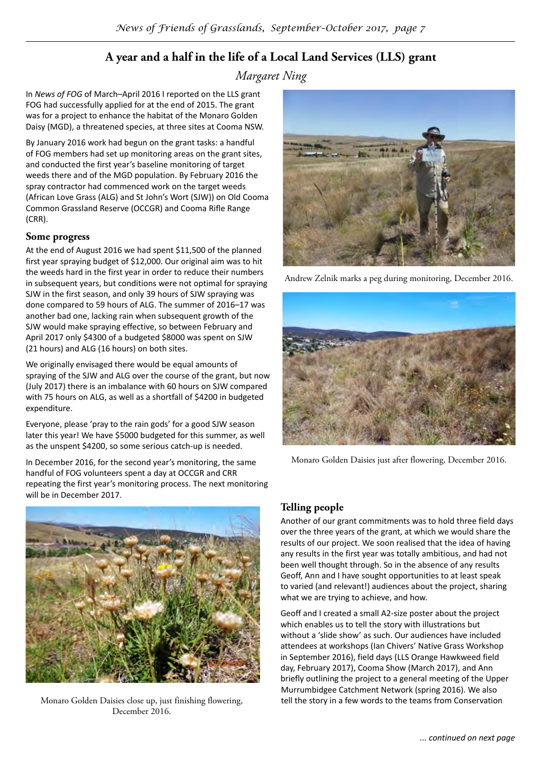# A year and a half in the life of a Local Land Services (LLS) grant

*Margaret Ning*

In *News of FOG* of March–April 2016 I reported on the LLS grant FOG had successfully applied for at the end of 2015. The grant was for a project to enhance the habitat of the Monaro Golden Daisy (MGD), a threatened species, at three sites at Cooma NSW.

By January 2016 work had begun on the grant tasks: a handful of FOG members had set up monitoring areas on the grant sites, and conducted the first year's baseline monitoring of target weeds there and of the MGD population. By February 2016 the spray contractor had commenced work on the target weeds (African Love Grass (ALG) and St John's Wort (SJW)) on Old Cooma Common Grassland Reserve (OCCGR) and Cooma Rifle Range (CRR).

## Some progress

At the end of August 2016 we had spent $11,500 of the planned first year spraying budget of $12,000. Our original aim was to hit the weeds hard in the first year in order to reduce their numbers in subsequent years, but conditions were not optimal for spraying SJW in the first season, and only 39 hours of SJW spraying was done compared to 59 hours of ALG. The summer of 2016–17 was another bad one, lacking rain when subsequent growth of the SJW would make spraying effective, so between February and April 2017 only $4300 of a budgeted $8000 was spent on SJW (21 hours) and ALG (16 hours) on both sites.

We originally envisaged there would be equal amounts of spraying of the SJW and ALG over the course of the grant, but now (July 2017) there is an imbalance with 60 hours on SJW compared with 75 hours on ALG, as well as a shortfall of $4200 in budgeted expenditure.

Everyone, please 'pray to the rain gods' for a good SJW season later this year! We have $5000 budgeted for this summer, as well as the unspent $4200, so some serious catch-up is needed.

In December 2016, for the second year's monitoring, the same handful of FOG volunteers spent a day at OCCGR and CRR repeating the first year's monitoring process. The next monitoring will be in December 2017.

Andrew Zelnik marks a peg during monitoring, December 2016.

Monaro Golden Daisies just after flowering, December 2016.

Monaro Golden Daisies close up, just finishing flowering, December 2016.

## Telling people

Another of our grant commitments was to hold three field days over the three years of the grant, at which we would share the results of our project. We soon realised that the idea of having any results in the first year was totally ambitious, and had not been well thought through. So in the absence of any results Geoff, Ann and I have sought opportunities to at least speak to varied (and relevant!) audiences about the project, sharing what we are trying to achieve, and how.

Geoff and I created a small A2-size poster about the project which enables us to tell the story with illustrations but without a 'slide show' as such. Our audiences have included attendees at workshops (Ian Chivers' Native Grass Workshop in September 2016), field days (LLS Orange Hawkweed field day, February 2017), Cooma Show (March 2017), and Ann briefly outlining the project to a general meeting of the Upper Murrumbidgee Catchment Network (spring 2016). We also tell the story in a few words to the teams from Conservation

*... continued on next page*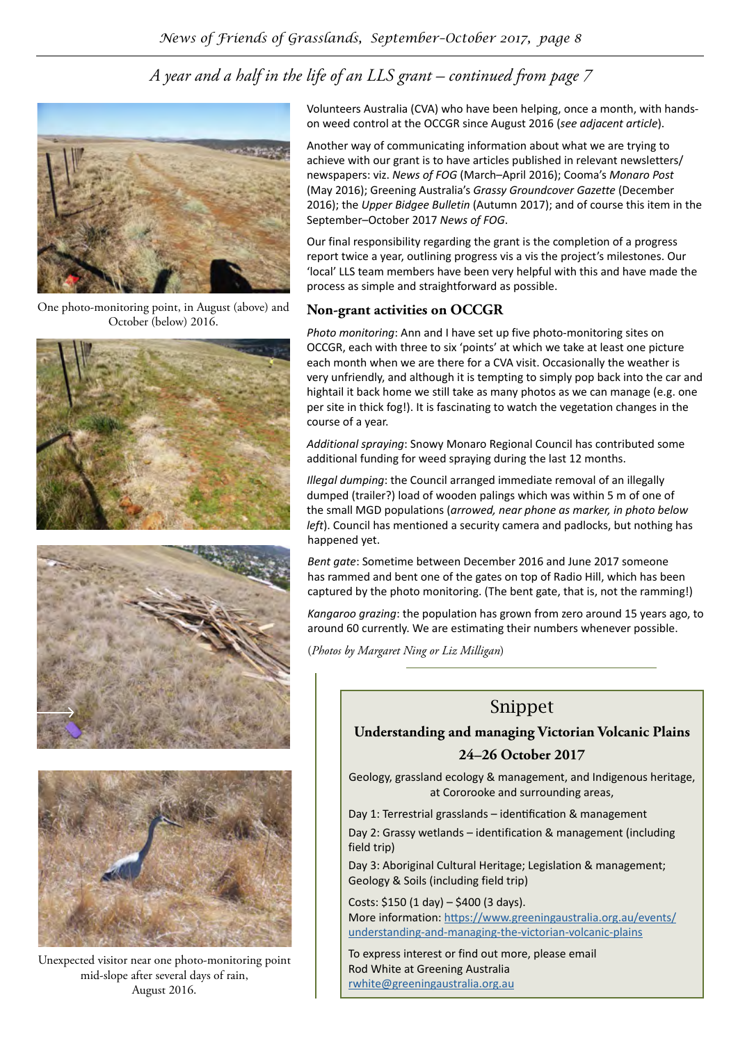## *A year and a half in the life of an LLS grant – continued from page 7*

One photo-monitoring point, in August (above) and October (below) 2016.

Unexpected visitor near one photo-monitoring point mid-slope after several days of rain, August 2016.

Volunteers Australia (CVA) who have been helping, once a month, with hands-on weed control at the OCCGR since August 2016 (*see adjacent article*).

Another way of communicating information about what we are trying to achieve with our grant is to have articles published in relevant newsletters/newspapers: viz. *News of FOG* (March–April 2016); Cooma's *Monaro Post* (May 2016); Greening Australia's *Grassy Groundcover Gazette* (December 2016); the *Upper Bidgee Bulletin* (Autumn 2017); and of course this item in the September–October 2017 *News of FOG*.

Our final responsibility regarding the grant is the completion of a progress report twice a year, outlining progress vis a vis the project's milestones. Our 'local' LLS team members have been very helpful with this and have made the process as simple and straightforward as possible.

### Non-grant activities on OCCGR

*Photo monitoring*: Ann and I have set up five photo-monitoring sites on OCCGR, each with three to six 'points' at which we take at least one picture each month when we are there for a CVA visit. Occasionally the weather is very unfriendly, and although it is tempting to simply pop back into the car and hightail it back home we still take as many photos as we can manage (e.g. one per site in thick fog!). It is fascinating to watch the vegetation changes in the course of a year.

*Additional spraying*: Snowy Monaro Regional Council has contributed some additional funding for weed spraying during the last 12 months.

*Illegal dumping*: the Council arranged immediate removal of an illegally dumped (trailer?) load of wooden palings which was within 5 m of one of the small MGD populations (*arrowed, near phone as marker, in photo below left*). Council has mentioned a security camera and padlocks, but nothing has happened yet.

*Bent gate*: Sometime between December 2016 and June 2017 someone has rammed and bent one of the gates on top of Radio Hill, which has been captured by the photo monitoring. (The bent gate, that is, not the ramming!)

*Kangaroo grazing*: the population has grown from zero around 15 years ago, to around 60 currently. We are estimating their numbers whenever possible.

(*Photos by Margaret Ning or Liz Milligan*)

## Snippet

### Understanding and managing Victorian Volcanic Plains

### 24–26 October 2017

Geology, grassland ecology & management, and Indigenous heritage, at Cororooke and surrounding areas,

Day 1: Terrestrial grasslands – identification & management

Day 2: Grassy wetlands – identification & management (including field trip)

Day 3: Aboriginal Cultural Heritage; Legislation & management; Geology & Soils (including field trip)

Costs: $150 (1 day) – $400 (3 days).
More information: https://www.greeningaustralia.org.au/events/understanding-and-managing-the-victorian-volcanic-plains

To express interest or find out more, please email Rod White at Greening Australia rwhite@greeningaustralia.org.au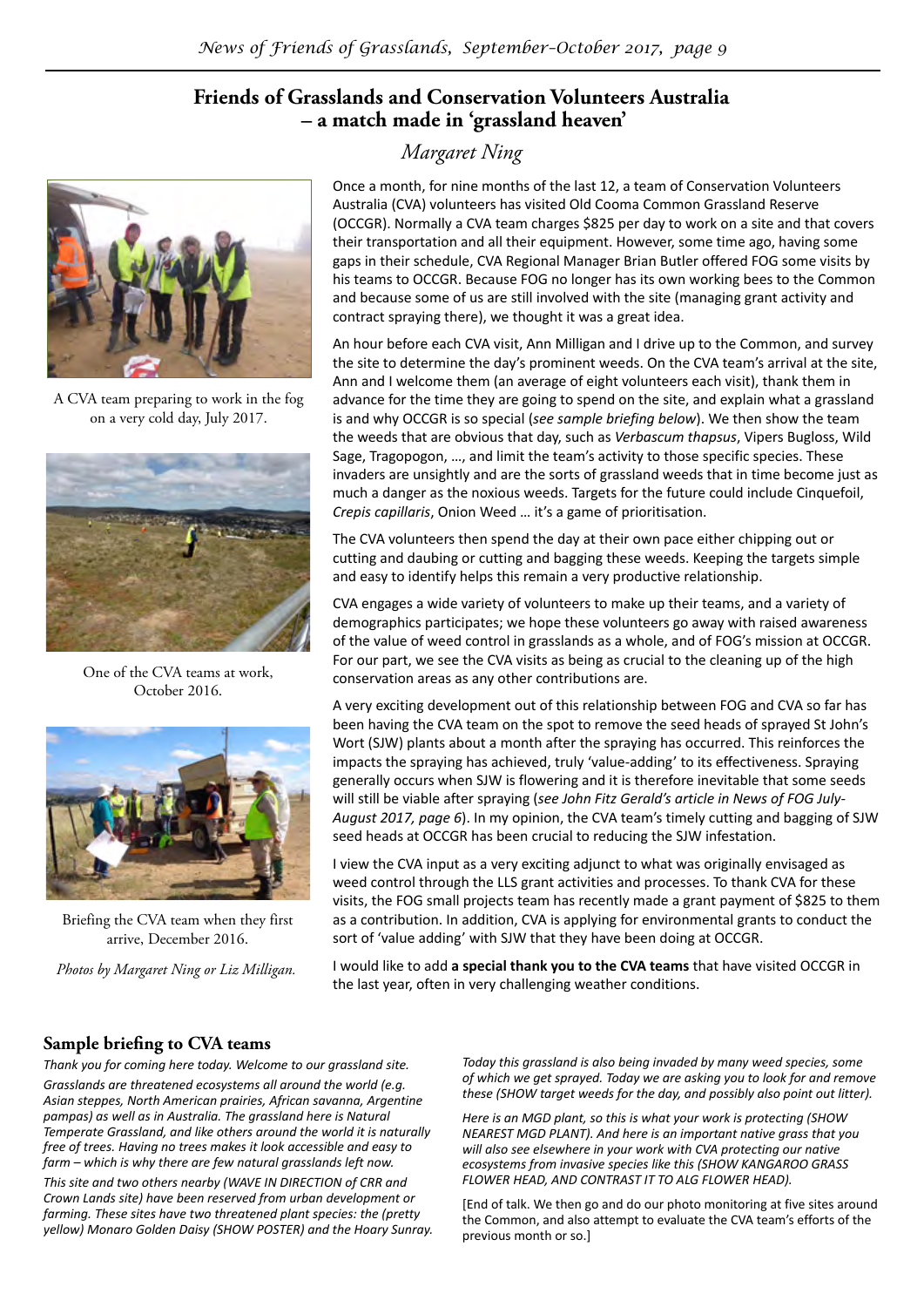# Friends of Grasslands and Conservation Volunteers Australia – a match made in 'grassland heaven'

*Margaret Ning*

A CVA team preparing to work in the fog on a very cold day, July 2017.

One of the CVA teams at work, October 2016.

Briefing the CVA team when they first arrive, December 2016.

*Photos by Margaret Ning or Liz Milligan.*

Once a month, for nine months of the last 12, a team of Conservation Volunteers Australia (CVA) volunteers has visited Old Cooma Common Grassland Reserve (OCCGR). Normally a CVA team charges $825 per day to work on a site and that covers their transportation and all their equipment. However, some time ago, having some gaps in their schedule, CVA Regional Manager Brian Butler offered FOG some visits by his teams to OCCGR. Because FOG no longer has its own working bees to the Common and because some of us are still involved with the site (managing grant activity and contract spraying there), we thought it was a great idea.

An hour before each CVA visit, Ann Milligan and I drive up to the Common, and survey the site to determine the day's prominent weeds. On the CVA team's arrival at the site, Ann and I welcome them (an average of eight volunteers each visit), thank them in advance for the time they are going to spend on the site, and explain what a grassland is and why OCCGR is so special (*see sample briefing below*). We then show the team the weeds that are obvious that day, such as *Verbascum thapsus*, Vipers Bugloss, Wild Sage, Tragopogon, …, and limit the team's activity to those specific species. These invaders are unsightly and are the sorts of grassland weeds that in time become just as much a danger as the noxious weeds. Targets for the future could include Cinquefoil, *Crepis capillaris*, Onion Weed … it's a game of prioritisation.

The CVA volunteers then spend the day at their own pace either chipping out or cutting and daubing or cutting and bagging these weeds. Keeping the targets simple and easy to identify helps this remain a very productive relationship.

CVA engages a wide variety of volunteers to make up their teams, and a variety of demographics participates; we hope these volunteers go away with raised awareness of the value of weed control in grasslands as a whole, and of FOG's mission at OCCGR. For our part, we see the CVA visits as being as crucial to the cleaning up of the high conservation areas as any other contributions are.

A very exciting development out of this relationship between FOG and CVA so far has been having the CVA team on the spot to remove the seed heads of sprayed St John's Wort (SJW) plants about a month after the spraying has occurred. This reinforces the impacts the spraying has achieved, truly 'value-adding' to its effectiveness. Spraying generally occurs when SJW is flowering and it is therefore inevitable that some seeds will still be viable after spraying (*see John Fitz Gerald's article in News of FOG July-August 2017, page 6*). In my opinion, the CVA team's timely cutting and bagging of SJW seed heads at OCCGR has been crucial to reducing the SJW infestation.

I view the CVA input as a very exciting adjunct to what was originally envisaged as weed control through the LLS grant activities and processes. To thank CVA for these visits, the FOG small projects team has recently made a grant payment of $825 to them as a contribution. In addition, CVA is applying for environmental grants to conduct the sort of 'value adding' with SJW that they have been doing at OCCGR.

I would like to add **a special thank you to the CVA teams** that have visited OCCGR in the last year, often in very challenging weather conditions.

## Sample briefing to CVA teams

*Thank you for coming here today. Welcome to our grassland site.*

*Grasslands are threatened ecosystems all around the world (e.g. Asian steppes, North American prairies, African savanna, Argentine pampas) as well as in Australia. The grassland here is Natural Temperate Grassland, and like others around the world it is naturally free of trees. Having no trees makes it look accessible and easy to farm – which is why there are few natural grasslands left now.*

*This site and two others nearby (WAVE IN DIRECTION of CRR and Crown Lands site) have been reserved from urban development or farming. These sites have two threatened plant species: the (pretty yellow) Monaro Golden Daisy (SHOW POSTER) and the Hoary Sunray.*

*Today this grassland is also being invaded by many weed species, some of which we get sprayed. Today we are asking you to look for and remove these (SHOW target weeds for the day, and possibly also point out litter).*

*Here is an MGD plant, so this is what your work is protecting (SHOW NEAREST MGD PLANT). And here is an important native grass that you will also see elsewhere in your work with CVA protecting our native ecosystems from invasive species like this (SHOW KANGAROO GRASS FLOWER HEAD, AND CONTRAST IT TO ALG FLOWER HEAD).*

[End of talk. We then go and do our photo monitoring at five sites around the Common, and also attempt to evaluate the CVA team's efforts of the previous month or so.]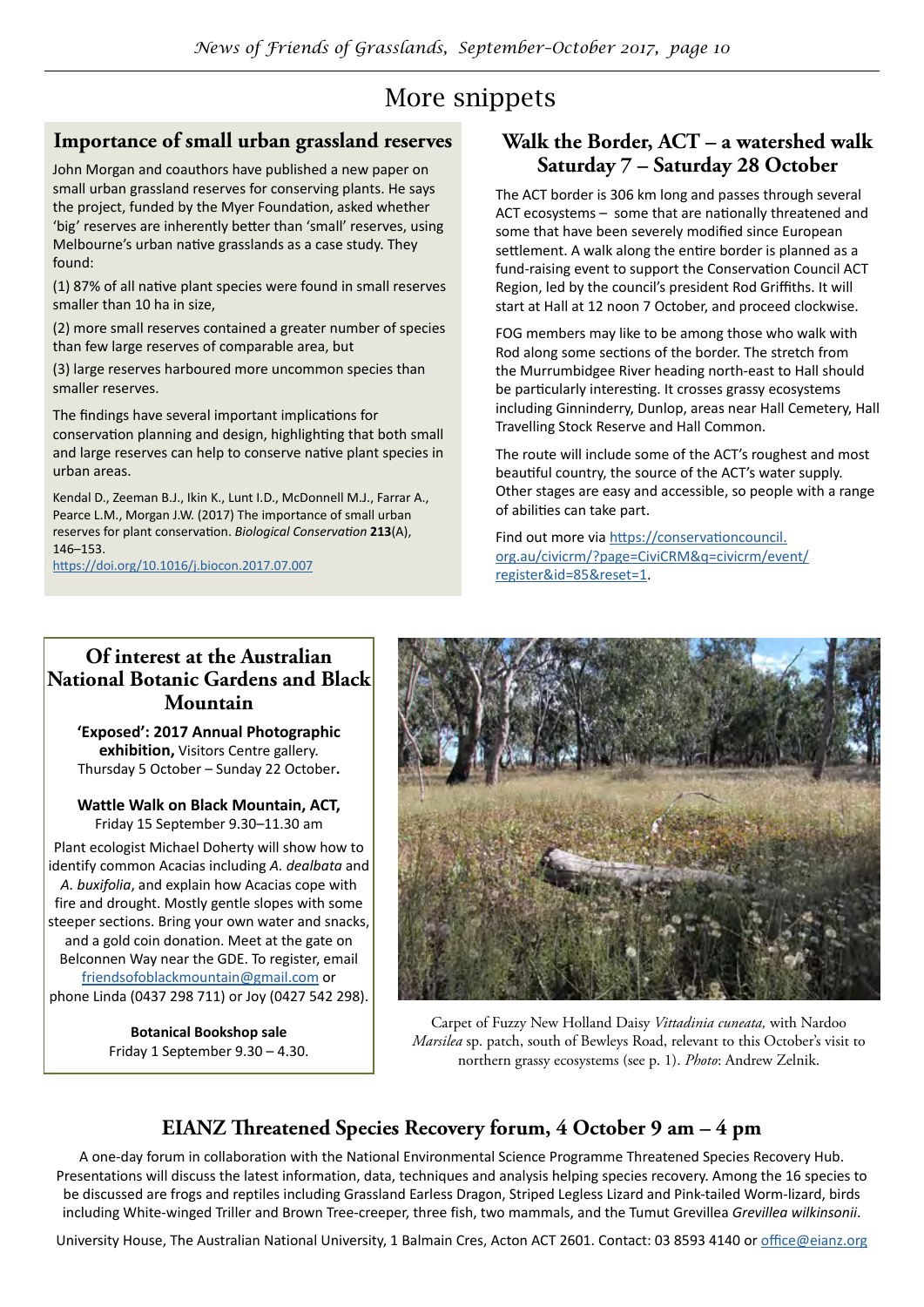# More snippets

## Importance of small urban grassland reserves

John Morgan and coauthors have published a new paper on small urban grassland reserves for conserving plants. He says the project, funded by the Myer Foundation, asked whether 'big' reserves are inherently better than 'small' reserves, using Melbourne's urban native grasslands as a case study. They found:

(1) 87% of all native plant species were found in small reserves smaller than 10 ha in size,

(2) more small reserves contained a greater number of species than few large reserves of comparable area, but

(3) large reserves harboured more uncommon species than smaller reserves.

The findings have several important implications for conservation planning and design, highlighting that both small and large reserves can help to conserve native plant species in urban areas.

Kendal D., Zeeman B.J., Ikin K., Lunt I.D., McDonnell M.J., Farrar A., Pearce L.M., Morgan J.W. (2017) The importance of small urban reserves for plant conservation. *Biological Conservation* **213**(A), 146–153.
https://doi.org/10.1016/j.biocon.2017.07.007

## Walk the Border, ACT – a watershed walk Saturday 7 – Saturday 28 October

The ACT border is 306 km long and passes through several ACT ecosystems – some that are nationally threatened and some that have been severely modified since European settlement. A walk along the entire border is planned as a fund-raising event to support the Conservation Council ACT Region, led by the council's president Rod Griffiths. It will start at Hall at 12 noon 7 October, and proceed clockwise.

FOG members may like to be among those who walk with Rod along some sections of the border. The stretch from the Murrumbidgee River heading north-east to Hall should be particularly interesting. It crosses grassy ecosystems including Ginninderry, Dunlop, areas near Hall Cemetery, Hall Travelling Stock Reserve and Hall Common.

The route will include some of the ACT's roughest and most beautiful country, the source of the ACT's water supply. Other stages are easy and accessible, so people with a range of abilities can take part.

Find out more via https://conservationcouncil.org.au/civicrm/?page=CiviCRM&q=civicrm/event/register&id=85&reset=1.

## Of interest at the Australian National Botanic Gardens and Black Mountain

**'Exposed': 2017 Annual Photographic exhibition,** Visitors Centre gallery. Thursday 5 October – Sunday 22 October**.**

**Wattle Walk on Black Mountain, ACT,**
Friday 15 September 9.30–11.30 am

Plant ecologist Michael Doherty will show how to identify common Acacias including *A. dealbata* and *A. buxifolia*, and explain how Acacias cope with fire and drought. Mostly gentle slopes with some steeper sections. Bring your own water and snacks, and a gold coin donation. Meet at the gate on Belconnen Way near the GDE. To register, email friendsofoblackmountain@gmail.com or phone Linda (0437 298 711) or Joy (0427 542 298).

**Botanical Bookshop sale**
Friday 1 September 9.30 – 4.30.

Carpet of Fuzzy New Holland Daisy *Vittadinia cuneata,* with Nardoo *Marsilea* sp. patch, south of Bewleys Road, relevant to this October's visit to northern grassy ecosystems (see p. 1). *Photo*: Andrew Zelnik.

## EIANZ Threatened Species Recovery forum, 4 October 9 am – 4 pm

A one-day forum in collaboration with the National Environmental Science Programme Threatened Species Recovery Hub. Presentations will discuss the latest information, data, techniques and analysis helping species recovery. Among the 16 species to be discussed are frogs and reptiles including Grassland Earless Dragon, Striped Legless Lizard and Pink-tailed Worm-lizard, birds including White-winged Triller and Brown Tree-creeper, three fish, two mammals, and the Tumut Grevillea *Grevillea wilkinsonii*.

University House, The Australian National University, 1 Balmain Cres, Acton ACT 2601. Contact: 03 8593 4140 or office@eianz.org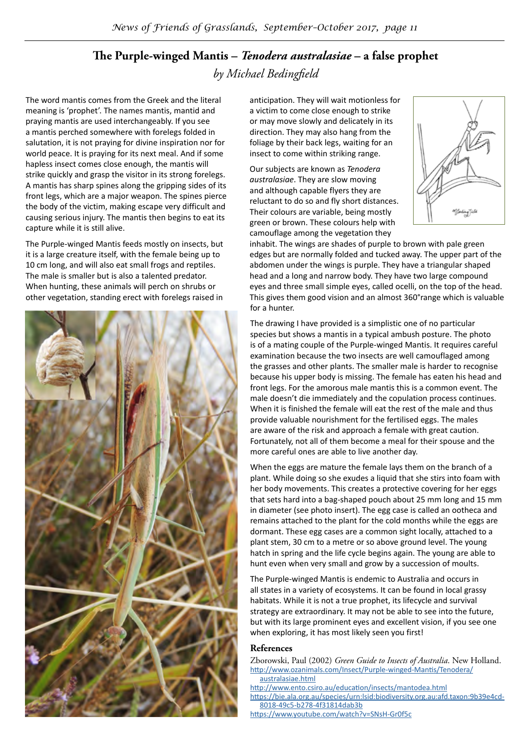# The Purple-winged Mantis – *Tenodera australasiae* – a false prophet

*by Michael Bedingfield*

The word mantis comes from the Greek and the literal meaning is 'prophet'. The names mantis, mantid and praying mantis are used interchangeably. If you see a mantis perched somewhere with forelegs folded in salutation, it is not praying for divine inspiration nor for world peace. It is praying for its next meal. And if some hapless insect comes close enough, the mantis will strike quickly and grasp the visitor in its strong forelegs. A mantis has sharp spines along the gripping sides of its front legs, which are a major weapon. The spines pierce the body of the victim, making escape very difficult and causing serious injury. The mantis then begins to eat its capture while it is still alive.

The Purple-winged Mantis feeds mostly on insects, but it is a large creature itself, with the female being up to 10 cm long, and will also eat small frogs and reptiles. The male is smaller but is also a talented predator. When hunting, these animals will perch on shrubs or other vegetation, standing erect with forelegs raised in anticipation. They will wait motionless for a victim to come close enough to strike or may move slowly and delicately in its direction. They may also hang from the foliage by their back legs, waiting for an insect to come within striking range.

Our subjects are known as *Tenodera australasiae*. They are slow moving and although capable flyers they are reluctant to do so and fly short distances. Their colours are variable, being mostly green or brown. These colours help with camouflage among the vegetation they inhabit. The wings are shades of purple to brown with pale green edges but are normally folded and tucked away. The upper part of the abdomen under the wings is purple. They have a triangular shaped head and a long and narrow body. They have two large compound eyes and three small simple eyes, called ocelli, on the top of the head. This gives them good vision and an almost 360°range which is valuable for a hunter.

The drawing I have provided is a simplistic one of no particular species but shows a mantis in a typical ambush posture. The photo is of a mating couple of the Purple-winged Mantis. It requires careful examination because the two insects are well camouflaged among the grasses and other plants. The smaller male is harder to recognise because his upper body is missing. The female has eaten his head and front legs. For the amorous male mantis this is a common event. The male doesn't die immediately and the copulation process continues. When it is finished the female will eat the rest of the male and thus provide valuable nourishment for the fertilised eggs. The males are aware of the risk and approach a female with great caution. Fortunately, not all of them become a meal for their spouse and the more careful ones are able to live another day.

When the eggs are mature the female lays them on the branch of a plant. While doing so she exudes a liquid that she stirs into foam with her body movements. This creates a protective covering for her eggs that sets hard into a bag-shaped pouch about 25 mm long and 15 mm in diameter (see photo insert). The egg case is called an ootheca and remains attached to the plant for the cold months while the eggs are dormant. These egg cases are a common sight locally, attached to a plant stem, 30 cm to a metre or so above ground level. The young hatch in spring and the life cycle begins again. The young are able to hunt even when very small and grow by a succession of moults.

The Purple-winged Mantis is endemic to Australia and occurs in all states in a variety of ecosystems. It can be found in local grassy habitats. While it is not a true prophet, its lifecycle and survival strategy are extraordinary. It may not be able to see into the future, but with its large prominent eyes and excellent vision, if you see one when exploring, it has most likely seen you first!

## References

Zborowski, Paul (2002) *Green Guide to Insects of Australia*. New Holland.

http://www.ozanimals.com/Insect/Purple-winged-Mantis/Tenodera/australasiae.html

http://www.ento.csiro.au/education/insects/mantodea.html

https://bie.ala.org.au/species/urn:lsid:biodiversity.org.au:afd.taxon:9b39e4cd-8018-49c5-b278-4f31814dab3b

https://www.youtube.com/watch?v=SNsH-Gr0f5c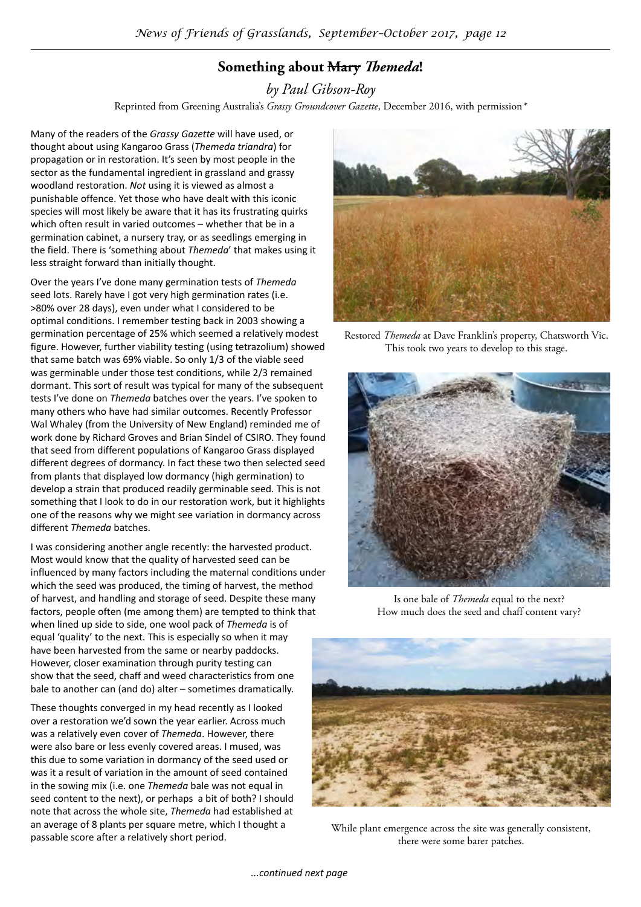## Something about ~~Mary~~ *Themeda*!

*by Paul Gibson-Roy*

Reprinted from Greening Australia's *Grassy Groundcover Gazette*, December 2016, with permission*

Many of the readers of the *Grassy Gazette* will have used, or thought about using Kangaroo Grass (*Themeda triandra*) for propagation or in restoration. It's seen by most people in the sector as the fundamental ingredient in grassland and grassy woodland restoration. *Not* using it is viewed as almost a punishable offence. Yet those who have dealt with this iconic species will most likely be aware that it has its frustrating quirks which often result in varied outcomes – whether that be in a germination cabinet, a nursery tray, or as seedlings emerging in the field. There is 'something about *Themeda*' that makes using it less straight forward than initially thought.

Over the years I've done many germination tests of *Themeda* seed lots. Rarely have I got very high germination rates (i.e. >80% over 28 days), even under what I considered to be optimal conditions. I remember testing back in 2003 showing a germination percentage of 25% which seemed a relatively modest figure. However, further viability testing (using tetrazolium) showed that same batch was 69% viable. So only 1/3 of the viable seed was germinable under those test conditions, while 2/3 remained dormant. This sort of result was typical for many of the subsequent tests I've done on *Themeda* batches over the years. I've spoken to many others who have had similar outcomes. Recently Professor Wal Whaley (from the University of New England) reminded me of work done by Richard Groves and Brian Sindel of CSIRO. They found that seed from different populations of Kangaroo Grass displayed different degrees of dormancy. In fact these two then selected seed from plants that displayed low dormancy (high germination) to develop a strain that produced readily germinable seed. This is not something that I look to do in our restoration work, but it highlights one of the reasons why we might see variation in dormancy across different *Themeda* batches.

I was considering another angle recently: the harvested product. Most would know that the quality of harvested seed can be influenced by many factors including the maternal conditions under which the seed was produced, the timing of harvest, the method of harvest, and handling and storage of seed. Despite these many factors, people often (me among them) are tempted to think that when lined up side to side, one wool pack of *Themeda* is of equal 'quality' to the next. This is especially so when it may have been harvested from the same or nearby paddocks. However, closer examination through purity testing can show that the seed, chaff and weed characteristics from one bale to another can (and do) alter – sometimes dramatically.

These thoughts converged in my head recently as I looked over a restoration we'd sown the year earlier. Across much was a relatively even cover of *Themeda*. However, there were also bare or less evenly covered areas. I mused, was this due to some variation in dormancy of the seed used or was it a result of variation in the amount of seed contained in the sowing mix (i.e. one *Themeda* bale was not equal in seed content to the next), or perhaps a bit of both? I should note that across the whole site, *Themeda* had established at an average of 8 plants per square metre, which I thought a passable score after a relatively short period.

Restored *Themeda* at Dave Franklin's property, Chatsworth Vic. This took two years to develop to this stage.

Is one bale of *Themeda* equal to the next? How much does the seed and chaff content vary?

While plant emergence across the site was generally consistent, there were some barer patches.

*...continued next page*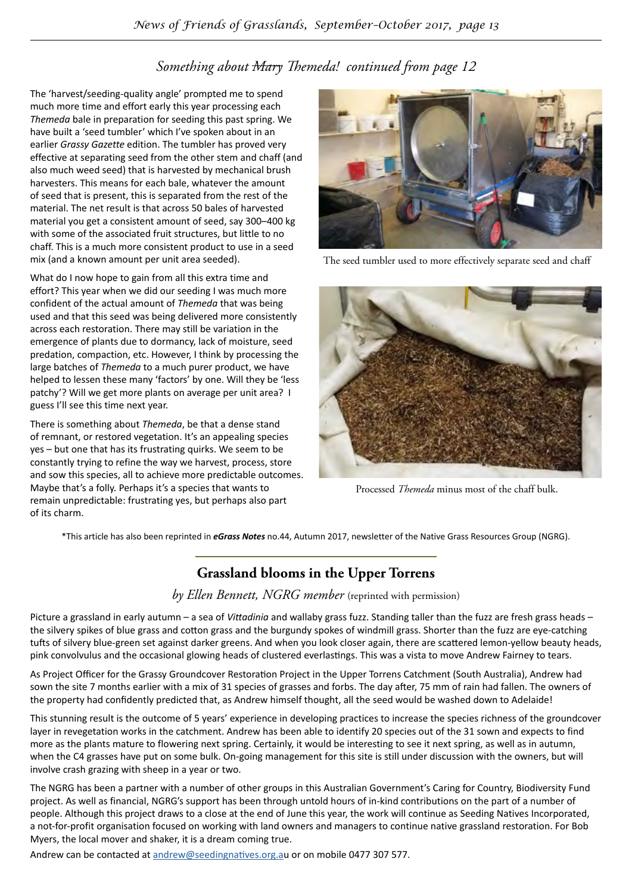## *Something about ~~Mary~~ Themeda! continued from page 12*

The 'harvest/seeding-quality angle' prompted me to spend much more time and effort early this year processing each *Themeda* bale in preparation for seeding this past spring. We have built a 'seed tumbler' which I've spoken about in an earlier *Grassy Gazette* edition. The tumbler has proved very effective at separating seed from the other stem and chaff (and also much weed seed) that is harvested by mechanical brush harvesters. This means for each bale, whatever the amount of seed that is present, this is separated from the rest of the material. The net result is that across 50 bales of harvested material you get a consistent amount of seed, say 300–400 kg with some of the associated fruit structures, but little to no chaff. This is a much more consistent product to use in a seed mix (and a known amount per unit area seeded).

The seed tumbler used to more effectively separate seed and chaff

What do I now hope to gain from all this extra time and effort? This year when we did our seeding I was much more confident of the actual amount of *Themeda* that was being used and that this seed was being delivered more consistently across each restoration. There may still be variation in the emergence of plants due to dormancy, lack of moisture, seed predation, compaction, etc. However, I think by processing the large batches of *Themeda* to a much purer product, we have helped to lessen these many 'factors' by one. Will they be 'less patchy'? Will we get more plants on average per unit area? I guess I'll see this time next year.

There is something about *Themeda*, be that a dense stand of remnant, or restored vegetation. It's an appealing species yes – but one that has its frustrating quirks. We seem to be constantly trying to refine the way we harvest, process, store and sow this species, all to achieve more predictable outcomes. Maybe that's a folly. Perhaps it's a species that wants to remain unpredictable: frustrating yes, but perhaps also part of its charm.

Processed *Themeda* minus most of the chaff bulk.

*This article has also been reprinted in ***eGrass Notes*** no.44, Autumn 2017, newsletter of the Native Grass Resources Group (NGRG).

## Grassland blooms in the Upper Torrens

*by Ellen Bennett, NGRG member* (reprinted with permission)

Picture a grassland in early autumn – a sea of *Vittadinia* and wallaby grass fuzz. Standing taller than the fuzz are fresh grass heads – the silvery spikes of blue grass and cotton grass and the burgundy spokes of windmill grass. Shorter than the fuzz are eye-catching tufts of silvery blue-green set against darker greens. And when you look closer again, there are scattered lemon-yellow beauty heads, pink convolvulus and the occasional glowing heads of clustered everlastings. This was a vista to move Andrew Fairney to tears.

As Project Officer for the Grassy Groundcover Restoration Project in the Upper Torrens Catchment (South Australia), Andrew had sown the site 7 months earlier with a mix of 31 species of grasses and forbs. The day after, 75 mm of rain had fallen. The owners of the property had confidently predicted that, as Andrew himself thought, all the seed would be washed down to Adelaide!

This stunning result is the outcome of 5 years' experience in developing practices to increase the species richness of the groundcover layer in revegetation works in the catchment. Andrew has been able to identify 20 species out of the 31 sown and expects to find more as the plants mature to flowering next spring. Certainly, it would be interesting to see it next spring, as well as in autumn, when the C4 grasses have put on some bulk. On-going management for this site is still under discussion with the owners, but will involve crash grazing with sheep in a year or two.

The NGRG has been a partner with a number of other groups in this Australian Government's Caring for Country, Biodiversity Fund project. As well as financial, NGRG's support has been through untold hours of in-kind contributions on the part of a number of people. Although this project draws to a close at the end of June this year, the work will continue as Seeding Natives Incorporated, a not-for-profit organisation focused on working with land owners and managers to continue native grassland restoration. For Bob Myers, the local mover and shaker, it is a dream coming true.

Andrew can be contacted at andrew@seedingnatives.org.au or on mobile 0477 307 577.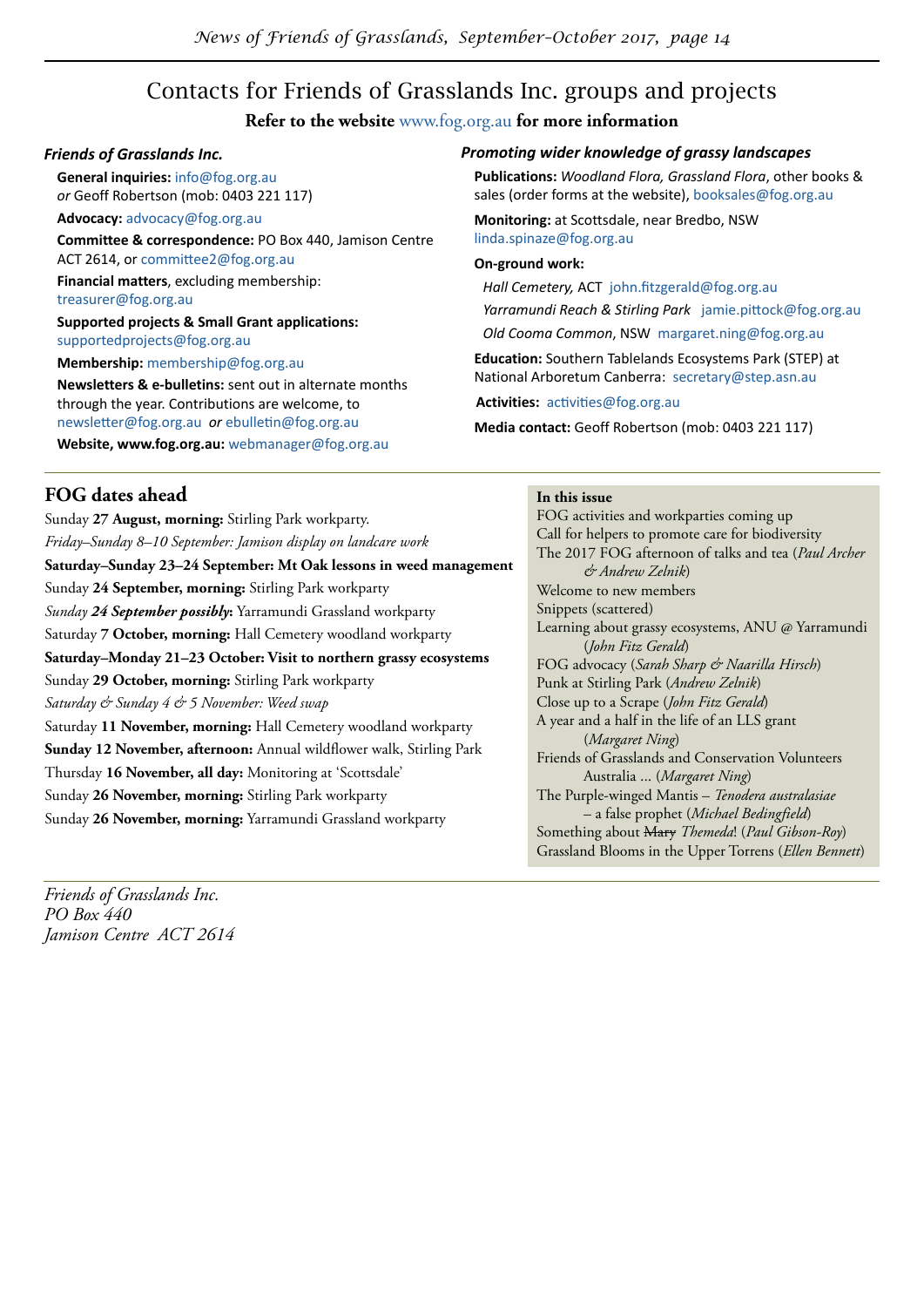# Contacts for Friends of Grasslands Inc. groups and projects

**Refer to the website www.fog.org.au for more information**

### *Friends of Grasslands Inc.*

**General inquiries:** info@fog.org.au
*or* Geoff Robertson (mob: 0403 221 117)

**Advocacy:** advocacy@fog.org.au

**Committee & correspondence:** PO Box 440, Jamison Centre ACT 2614, or committee2@fog.org.au

**Financial matters**, excluding membership: treasurer@fog.org.au

**Supported projects & Small Grant applications:** supportedprojects@fog.org.au

**Membership:** membership@fog.org.au

**Newsletters & e-bulletins:** sent out in alternate months through the year. Contributions are welcome, to newsletter@fog.org.au *or* ebulletin@fog.org.au

**Website, www.fog.org.au:** webmanager@fog.org.au

### *Promoting wider knowledge of grassy landscapes*

**Publications:** *Woodland Flora, Grassland Flora*, other books & sales (order forms at the website), booksales@fog.org.au

**Monitoring:** at Scottsdale, near Bredbo, NSW linda.spinaze@fog.org.au

**On-ground work:**

*Hall Cemetery,* ACT john.fitzgerald@fog.org.au

*Yarramundi Reach & Stirling Park* jamie.pittock@fog.org.au

*Old Cooma Common*, NSW margaret.ning@fog.org.au

**Education:** Southern Tablelands Ecosystems Park (STEP) at National Arboretum Canberra: secretary@step.asn.au

**Activities:** activities@fog.org.au

**Media contact:** Geoff Robertson (mob: 0403 221 117)

## FOG dates ahead

Sunday **27 August, morning:** Stirling Park workparty.

*Friday–Sunday 8–10 September: Jamison display on landcare work*

**Saturday–Sunday 23–24 September: Mt Oak lessons in weed management**

Sunday **24 September, morning:** Stirling Park workparty

*Sunday **24 September possibly**:* Yarramundi Grassland workparty

Saturday **7 October, morning:** Hall Cemetery woodland workparty

**Saturday–Monday 21–23 October: Visit to northern grassy ecosystems**

Sunday **29 October, morning:** Stirling Park workparty

*Saturday & Sunday 4 & 5 November: Weed swap*

Saturday **11 November, morning:** Hall Cemetery woodland workparty

**Sunday 12 November, afternoon:** Annual wildflower walk, Stirling Park

Thursday **16 November, all day:** Monitoring at 'Scottsdale'

Sunday **26 November, morning:** Stirling Park workparty

Sunday **26 November, morning:** Yarramundi Grassland workparty

**In this issue**

- FOG activities and workparties coming up
- Call for helpers to promote care for biodiversity
- The 2017 FOG afternoon of talks and tea (*Paul Archer & Andrew Zelnik*)
- Welcome to new members
- Snippets (scattered)
- Learning about grassy ecosystems, ANU @ Yarramundi (*John Fitz Gerald*)
- FOG advocacy (*Sarah Sharp & Naarilla Hirsch*)
- Punk at Stirling Park (*Andrew Zelnik*)
- Close up to a Scrape (*John Fitz Gerald*)
- A year and a half in the life of an LLS grant (*Margaret Ning*)
- Friends of Grasslands and Conservation Volunteers Australia ... (*Margaret Ning*)
- The Purple-winged Mantis – *Tenodera australasiae* – a false prophet (*Michael Bedingfield*)
- Something about ~~Mary~~ *Themeda*! (*Paul Gibson-Roy*)
- Grassland Blooms in the Upper Torrens (*Ellen Bennett*)

*Friends of Grasslands Inc.*
*PO Box 440*
*Jamison Centre ACT 2614*